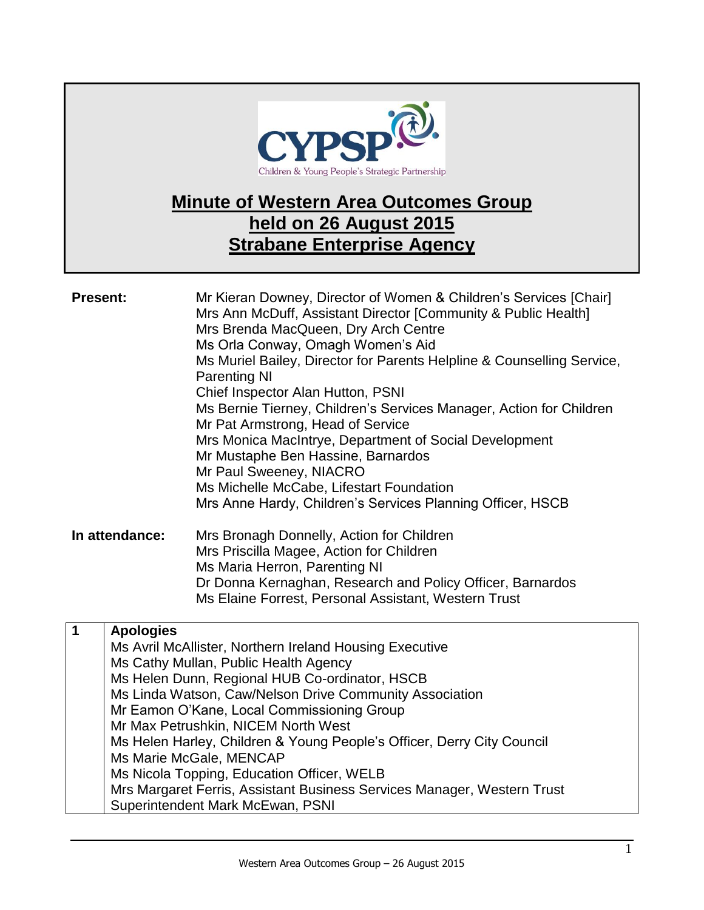# Minute of Western Area Outcomes Group held on 26 August 2015 Strabane Enterprise Agency

**Present:**

Mr Kieran Downey, Director of Women & Children's Services [Chair]
Mrs Ann McDuff, Assistant Director [Community & Public Health]
Mrs Brenda MacQueen, Dry Arch Centre
Ms Orla Conway, Omagh Women's Aid
Ms Muriel Bailey, Director for Parents Helpline & Counselling Service, Parenting NI
Chief Inspector Alan Hutton, PSNI
Ms Bernie Tierney, Children's Services Manager, Action for Children
Mr Pat Armstrong, Head of Service
Mrs Monica MacIntrye, Department of Social Development
Mr Mustaphe Ben Hassine, Barnardos
Mr Paul Sweeney, NIACRO
Ms Michelle McCabe, Lifestart Foundation
Mrs Anne Hardy, Children's Services Planning Officer, HSCB

**In attendance:**

Mrs Bronagh Donnelly, Action for Children
Mrs Priscilla Magee, Action for Children
Ms Maria Herron, Parenting NI
Dr Donna Kernaghan, Research and Policy Officer, Barnardos
Ms Elaine Forrest, Personal Assistant, Western Trust

| 1 | **Apologies**<br>Ms Avril McAllister, Northern Ireland Housing Executive<br>Ms Cathy Mullan, Public Health Agency<br>Ms Helen Dunn, Regional HUB Co-ordinator, HSCB<br>Ms Linda Watson, Caw/Nelson Drive Community Association<br>Mr Eamon O'Kane, Local Commissioning Group<br>Mr Max Petrushkin, NICEM North West<br>Ms Helen Harley, Children & Young People's Officer, Derry City Council<br>Ms Marie McGale, MENCAP<br>Ms Nicola Topping, Education Officer, WELB<br>Mrs Margaret Ferris, Assistant Business Services Manager, Western Trust<br>Superintendent Mark McEwan, PSNI |
|---|---|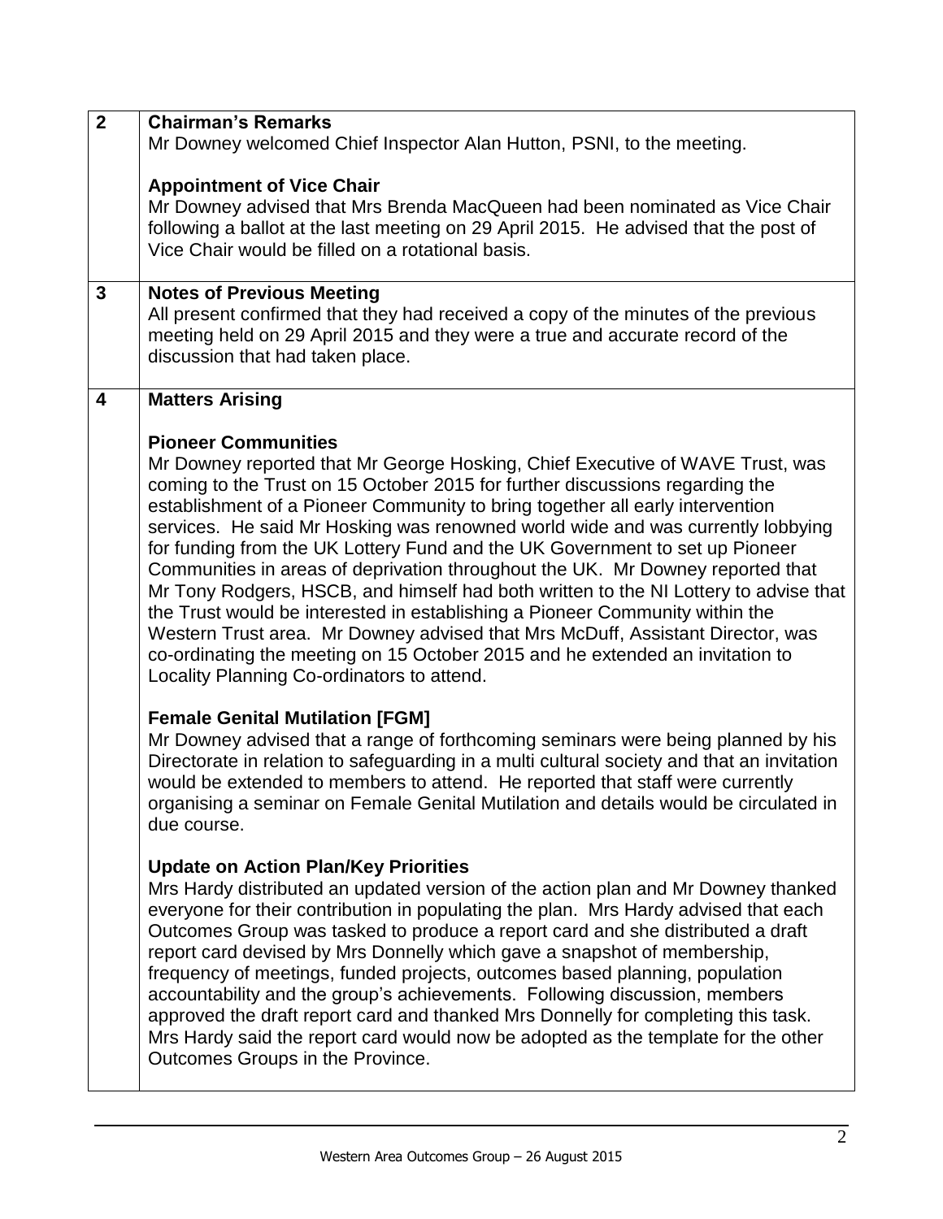| | |
|---|---|
| **2** | **Chairman's Remarks**<br>Mr Downey welcomed Chief Inspector Alan Hutton, PSNI, to the meeting.<br><br>**Appointment of Vice Chair**<br>Mr Downey advised that Mrs Brenda MacQueen had been nominated as Vice Chair following a ballot at the last meeting on 29 April 2015. He advised that the post of Vice Chair would be filled on a rotational basis. |
| **3** | **Notes of Previous Meeting**<br>All present confirmed that they had received a copy of the minutes of the previous meeting held on 29 April 2015 and they were a true and accurate record of the discussion that had taken place. |
| **4** | **Matters Arising**<br><br>**Pioneer Communities**<br>Mr Downey reported that Mr George Hosking, Chief Executive of WAVE Trust, was coming to the Trust on 15 October 2015 for further discussions regarding the establishment of a Pioneer Community to bring together all early intervention services. He said Mr Hosking was renowned world wide and was currently lobbying for funding from the UK Lottery Fund and the UK Government to set up Pioneer Communities in areas of deprivation throughout the UK. Mr Downey reported that Mr Tony Rodgers, HSCB, and himself had both written to the NI Lottery to advise that the Trust would be interested in establishing a Pioneer Community within the Western Trust area. Mr Downey advised that Mrs McDuff, Assistant Director, was co-ordinating the meeting on 15 October 2015 and he extended an invitation to Locality Planning Co-ordinators to attend.<br><br>**Female Genital Mutilation [FGM]**<br>Mr Downey advised that a range of forthcoming seminars were being planned by his Directorate in relation to safeguarding in a multi cultural society and that an invitation would be extended to members to attend. He reported that staff were currently organising a seminar on Female Genital Mutilation and details would be circulated in due course.<br><br>**Update on Action Plan/Key Priorities**<br>Mrs Hardy distributed an updated version of the action plan and Mr Downey thanked everyone for their contribution in populating the plan. Mrs Hardy advised that each Outcomes Group was tasked to produce a report card and she distributed a draft report card devised by Mrs Donnelly which gave a snapshot of membership, frequency of meetings, funded projects, outcomes based planning, population accountability and the group's achievements. Following discussion, members approved the draft report card and thanked Mrs Donnelly for completing this task. Mrs Hardy said the report card would now be adopted as the template for the other Outcomes Groups in the Province. |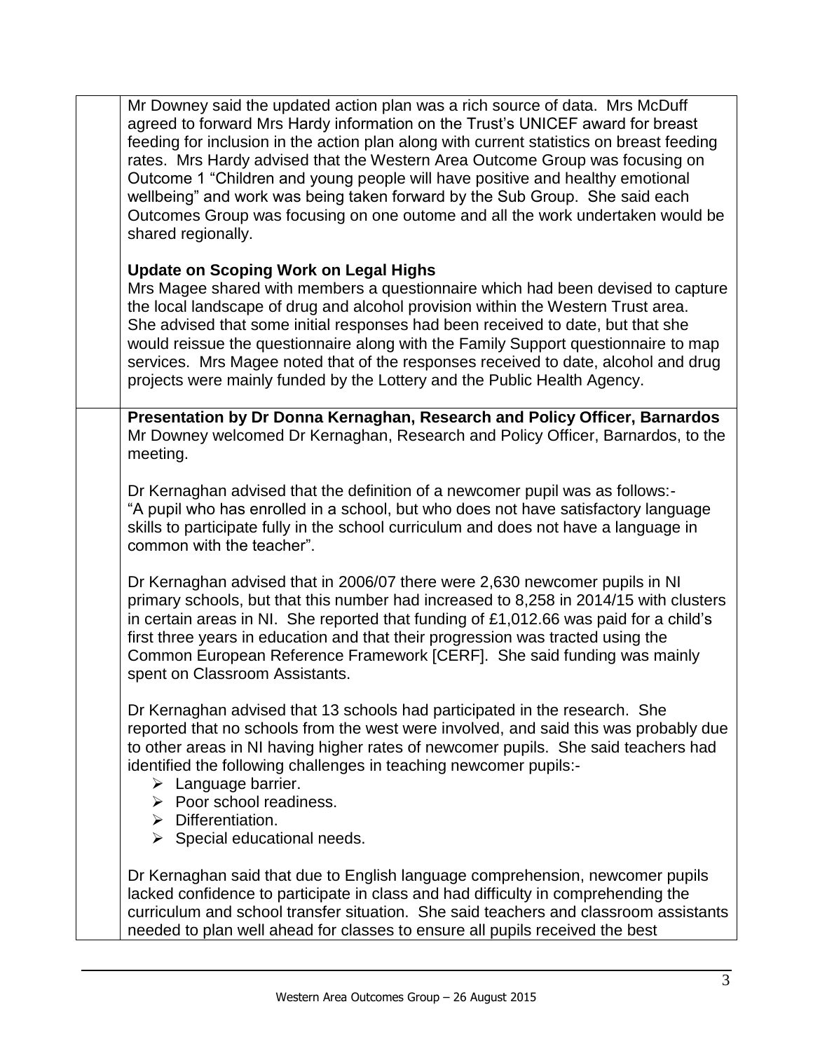Mr Downey said the updated action plan was a rich source of data. Mrs McDuff agreed to forward Mrs Hardy information on the Trust's UNICEF award for breast feeding for inclusion in the action plan along with current statistics on breast feeding rates. Mrs Hardy advised that the Western Area Outcome Group was focusing on Outcome 1 "Children and young people will have positive and healthy emotional wellbeing" and work was being taken forward by the Sub Group. She said each Outcomes Group was focusing on one outome and all the work undertaken would be shared regionally.

**Update on Scoping Work on Legal Highs**

Mrs Magee shared with members a questionnaire which had been devised to capture the local landscape of drug and alcohol provision within the Western Trust area. She advised that some initial responses had been received to date, but that she would reissue the questionnaire along with the Family Support questionnaire to map services. Mrs Magee noted that of the responses received to date, alcohol and drug projects were mainly funded by the Lottery and the Public Health Agency.

**Presentation by Dr Donna Kernaghan, Research and Policy Officer, Barnardos**

Mr Downey welcomed Dr Kernaghan, Research and Policy Officer, Barnardos, to the meeting.

Dr Kernaghan advised that the definition of a newcomer pupil was as follows:-
"A pupil who has enrolled in a school, but who does not have satisfactory language skills to participate fully in the school curriculum and does not have a language in common with the teacher".

Dr Kernaghan advised that in 2006/07 there were 2,630 newcomer pupils in NI primary schools, but that this number had increased to 8,258 in 2014/15 with clusters in certain areas in NI. She reported that funding of £1,012.66 was paid for a child's first three years in education and that their progression was tracted using the Common European Reference Framework [CERF]. She said funding was mainly spent on Classroom Assistants.

Dr Kernaghan advised that 13 schools had participated in the research. She reported that no schools from the west were involved, and said this was probably due to other areas in NI having higher rates of newcomer pupils. She said teachers had identified the following challenges in teaching newcomer pupils:-

- Language barrier.
- Poor school readiness.
- Differentiation.
- Special educational needs.

Dr Kernaghan said that due to English language comprehension, newcomer pupils lacked confidence to participate in class and had difficulty in comprehending the curriculum and school transfer situation. She said teachers and classroom assistants needed to plan well ahead for classes to ensure all pupils received the best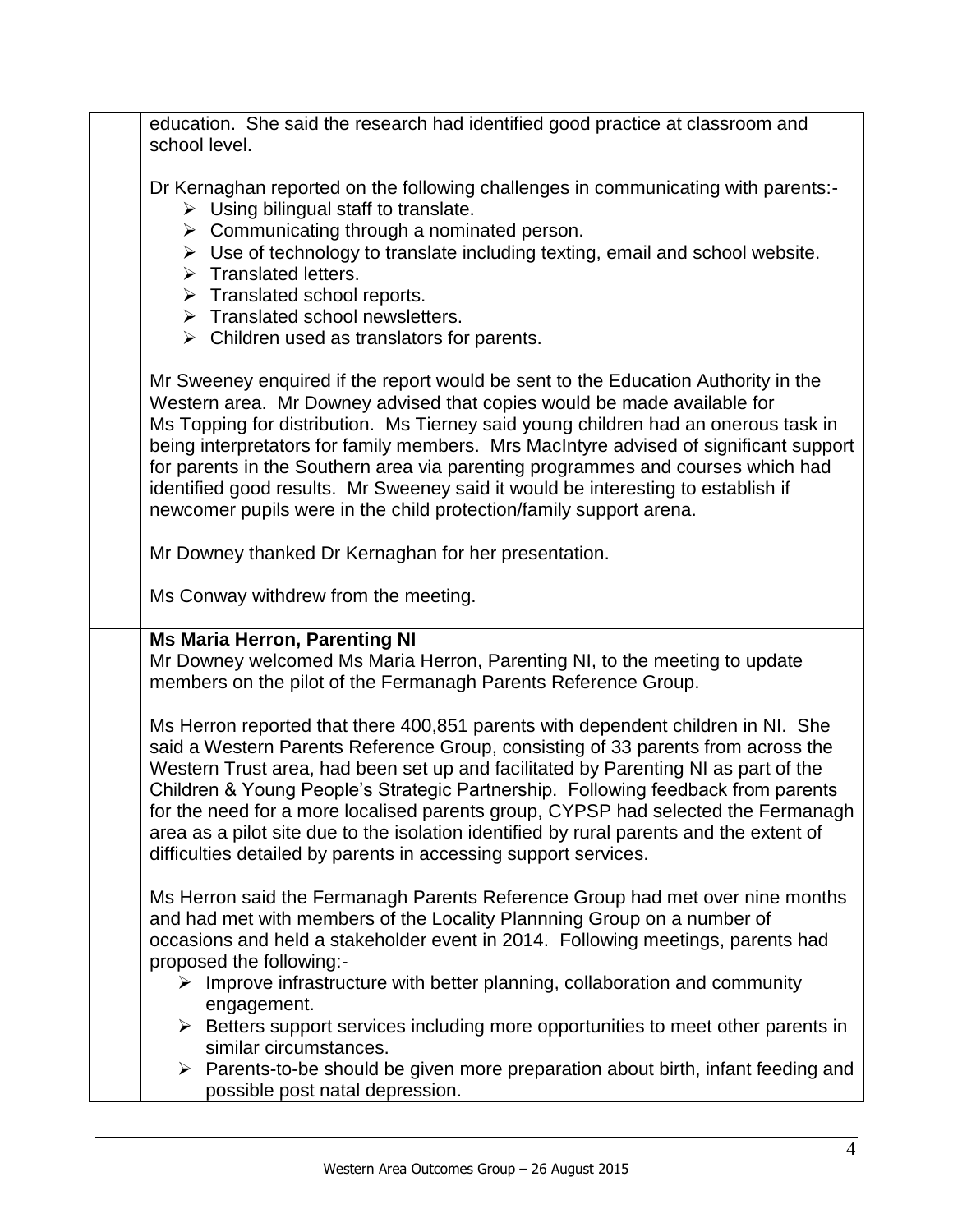education. She said the research had identified good practice at classroom and school level.

Dr Kernaghan reported on the following challenges in communicating with parents:-

- Using bilingual staff to translate.
- Communicating through a nominated person.
- Use of technology to translate including texting, email and school website.
- Translated letters.
- Translated school reports.
- Translated school newsletters.
- Children used as translators for parents.

Mr Sweeney enquired if the report would be sent to the Education Authority in the Western area. Mr Downey advised that copies would be made available for Ms Topping for distribution. Ms Tierney said young children had an onerous task in being interpretators for family members. Mrs MacIntyre advised of significant support for parents in the Southern area via parenting programmes and courses which had identified good results. Mr Sweeney said it would be interesting to establish if newcomer pupils were in the child protection/family support arena.

Mr Downey thanked Dr Kernaghan for her presentation.

Ms Conway withdrew from the meeting.

**Ms Maria Herron, Parenting NI**

Mr Downey welcomed Ms Maria Herron, Parenting NI, to the meeting to update members on the pilot of the Fermanagh Parents Reference Group.

Ms Herron reported that there 400,851 parents with dependent children in NI. She said a Western Parents Reference Group, consisting of 33 parents from across the Western Trust area, had been set up and facilitated by Parenting NI as part of the Children & Young People's Strategic Partnership. Following feedback from parents for the need for a more localised parents group, CYPSP had selected the Fermanagh area as a pilot site due to the isolation identified by rural parents and the extent of difficulties detailed by parents in accessing support services.

Ms Herron said the Fermanagh Parents Reference Group had met over nine months and had met with members of the Locality Plannning Group on a number of occasions and held a stakeholder event in 2014. Following meetings, parents had proposed the following:-

- Improve infrastructure with better planning, collaboration and community engagement.
- Betters support services including more opportunities to meet other parents in similar circumstances.
- Parents-to-be should be given more preparation about birth, infant feeding and possible post natal depression.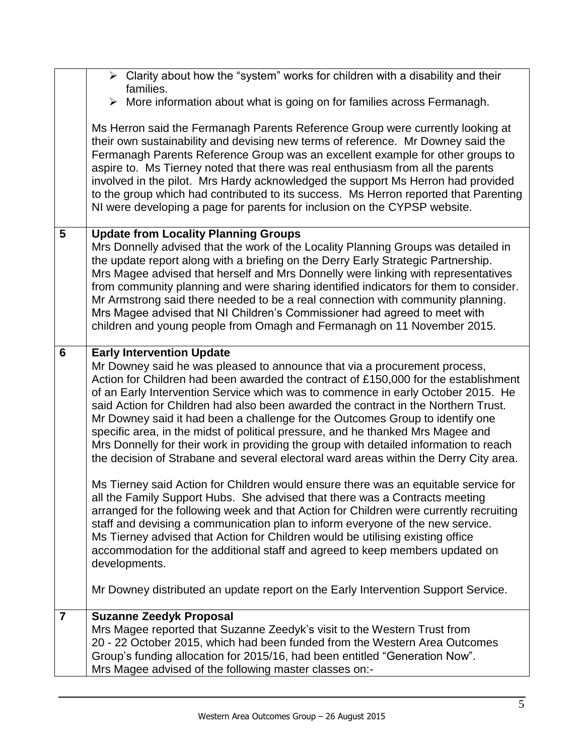| | |
|---|---|
| | ➢ Clarity about how the "system" works for children with a disability and their families.<br>➢ More information about what is going on for families across Fermanagh.<br><br>Ms Herron said the Fermanagh Parents Reference Group were currently looking at their own sustainability and devising new terms of reference. Mr Downey said the Fermanagh Parents Reference Group was an excellent example for other groups to aspire to. Ms Tierney noted that there was real enthusiasm from all the parents involved in the pilot. Mrs Hardy acknowledged the support Ms Herron had provided to the group which had contributed to its success. Ms Herron reported that Parenting NI were developing a page for parents for inclusion on the CYPSP website. |
| **5** | **Update from Locality Planning Groups**<br>Mrs Donnelly advised that the work of the Locality Planning Groups was detailed in the update report along with a briefing on the Derry Early Strategic Partnership. Mrs Magee advised that herself and Mrs Donnelly were linking with representatives from community planning and were sharing identified indicators for them to consider. Mr Armstrong said there needed to be a real connection with community planning. Mrs Magee advised that NI Children's Commissioner had agreed to meet with children and young people from Omagh and Fermanagh on 11 November 2015. |
| **6** | **Early Intervention Update**<br>Mr Downey said he was pleased to announce that via a procurement process, Action for Children had been awarded the contract of £150,000 for the establishment of an Early Intervention Service which was to commence in early October 2015. He said Action for Children had also been awarded the contract in the Northern Trust. Mr Downey said it had been a challenge for the Outcomes Group to identify one specific area, in the midst of political pressure, and he thanked Mrs Magee and Mrs Donnelly for their work in providing the group with detailed information to reach the decision of Strabane and several electoral ward areas within the Derry City area.<br><br>Ms Tierney said Action for Children would ensure there was an equitable service for all the Family Support Hubs. She advised that there was a Contracts meeting arranged for the following week and that Action for Children were currently recruiting staff and devising a communication plan to inform everyone of the new service. Ms Tierney advised that Action for Children would be utilising existing office accommodation for the additional staff and agreed to keep members updated on developments.<br><br>Mr Downey distributed an update report on the Early Intervention Support Service. |
| **7** | **Suzanne Zeedyk Proposal**<br>Mrs Magee reported that Suzanne Zeedyk's visit to the Western Trust from 20 - 22 October 2015, which had been funded from the Western Area Outcomes Group's funding allocation for 2015/16, had been entitled "Generation Now". Mrs Magee advised of the following master classes on:- |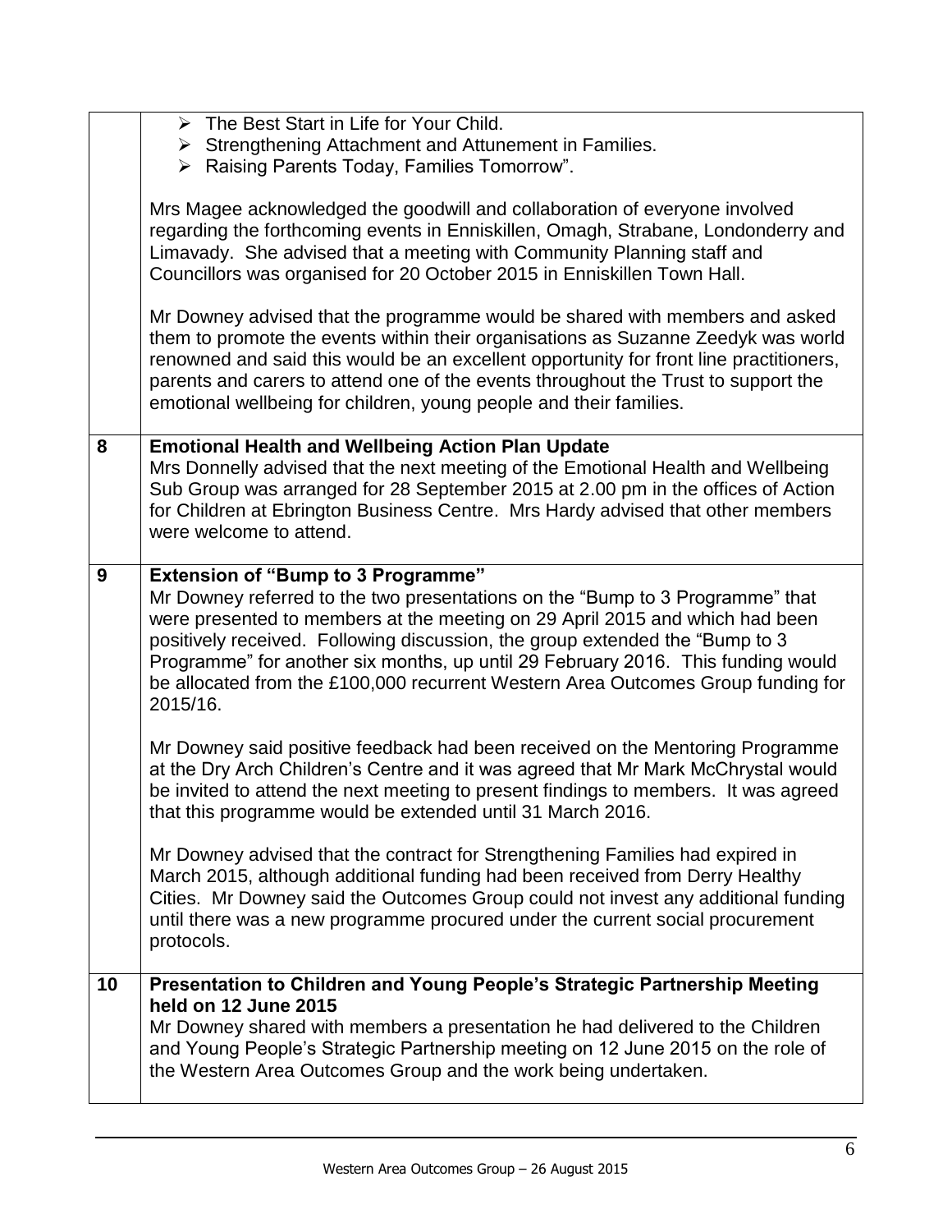| | |
|---|---|
| | ➢ The Best Start in Life for Your Child.<br>➢ Strengthening Attachment and Attunement in Families.<br>➢ Raising Parents Today, Families Tomorrow".<br><br>Mrs Magee acknowledged the goodwill and collaboration of everyone involved regarding the forthcoming events in Enniskillen, Omagh, Strabane, Londonderry and Limavady. She advised that a meeting with Community Planning staff and Councillors was organised for 20 October 2015 in Enniskillen Town Hall.<br><br>Mr Downey advised that the programme would be shared with members and asked them to promote the events within their organisations as Suzanne Zeedyk was world renowned and said this would be an excellent opportunity for front line practitioners, parents and carers to attend one of the events throughout the Trust to support the emotional wellbeing for children, young people and their families. |
| **8** | **Emotional Health and Wellbeing Action Plan Update**<br>Mrs Donnelly advised that the next meeting of the Emotional Health and Wellbeing Sub Group was arranged for 28 September 2015 at 2.00 pm in the offices of Action for Children at Ebrington Business Centre. Mrs Hardy advised that other members were welcome to attend. |
| **9** | **Extension of "Bump to 3 Programme"**<br>Mr Downey referred to the two presentations on the "Bump to 3 Programme" that were presented to members at the meeting on 29 April 2015 and which had been positively received. Following discussion, the group extended the "Bump to 3 Programme" for another six months, up until 29 February 2016. This funding would be allocated from the £100,000 recurrent Western Area Outcomes Group funding for 2015/16.<br><br>Mr Downey said positive feedback had been received on the Mentoring Programme at the Dry Arch Children's Centre and it was agreed that Mr Mark McChrystal would be invited to attend the next meeting to present findings to members. It was agreed that this programme would be extended until 31 March 2016.<br><br>Mr Downey advised that the contract for Strengthening Families had expired in March 2015, although additional funding had been received from Derry Healthy Cities. Mr Downey said the Outcomes Group could not invest any additional funding until there was a new programme procured under the current social procurement protocols. |
| **10** | **Presentation to Children and Young People's Strategic Partnership Meeting held on 12 June 2015**<br>Mr Downey shared with members a presentation he had delivered to the Children and Young People's Strategic Partnership meeting on 12 June 2015 on the role of the Western Area Outcomes Group and the work being undertaken. |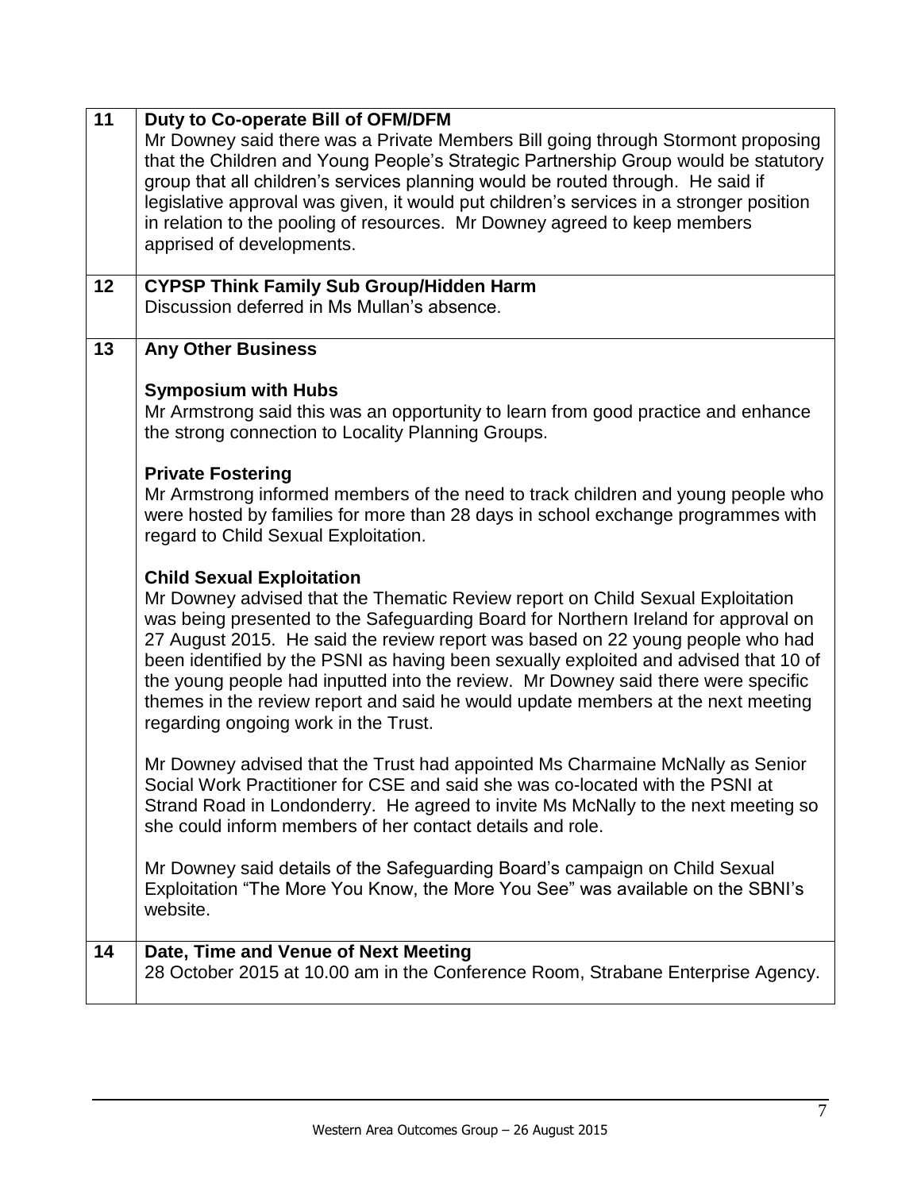| | |
|---|---|
| 11 | **Duty to Co-operate Bill of OFM/DFM**<br>Mr Downey said there was a Private Members Bill going through Stormont proposing that the Children and Young People's Strategic Partnership Group would be statutory group that all children's services planning would be routed through. He said if legislative approval was given, it would put children's services in a stronger position in relation to the pooling of resources. Mr Downey agreed to keep members apprised of developments. |
| 12 | **CYPSP Think Family Sub Group/Hidden Harm**<br>Discussion deferred in Ms Mullan's absence. |
| 13 | **Any Other Business**<br><br>**Symposium with Hubs**<br>Mr Armstrong said this was an opportunity to learn from good practice and enhance the strong connection to Locality Planning Groups.<br><br>**Private Fostering**<br>Mr Armstrong informed members of the need to track children and young people who were hosted by families for more than 28 days in school exchange programmes with regard to Child Sexual Exploitation.<br><br>**Child Sexual Exploitation**<br>Mr Downey advised that the Thematic Review report on Child Sexual Exploitation was being presented to the Safeguarding Board for Northern Ireland for approval on 27 August 2015. He said the review report was based on 22 young people who had been identified by the PSNI as having been sexually exploited and advised that 10 of the young people had inputted into the review. Mr Downey said there were specific themes in the review report and said he would update members at the next meeting regarding ongoing work in the Trust.<br><br>Mr Downey advised that the Trust had appointed Ms Charmaine McNally as Senior Social Work Practitioner for CSE and said she was co-located with the PSNI at Strand Road in Londonderry. He agreed to invite Ms McNally to the next meeting so she could inform members of her contact details and role.<br><br>Mr Downey said details of the Safeguarding Board's campaign on Child Sexual Exploitation "The More You Know, the More You See" was available on the SBNI's website. |
| 14 | **Date, Time and Venue of Next Meeting**<br>28 October 2015 at 10.00 am in the Conference Room, Strabane Enterprise Agency. |